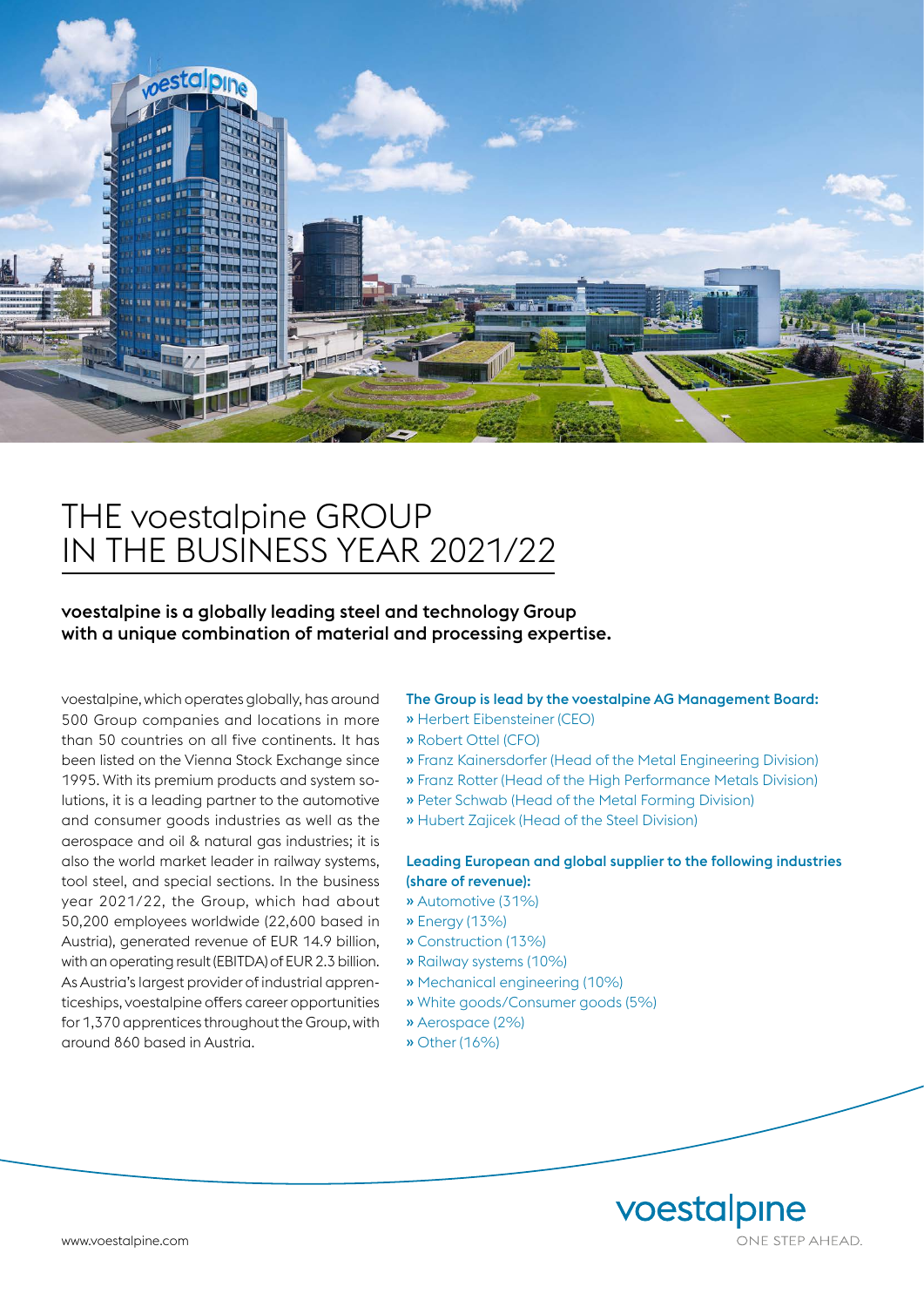# THE voestalpine GROUP IN THE BUSINESS YEAR 2021/22

**voestalpine is a globally leading steel and technology Group with a unique combination of material and processing expertise.**

voestalpine, which operates globally, has around 500 Group companies and locations in more than 50 countries on all five continents. It has been listed on the Vienna Stock Exchange since 1995. With its premium products and system solutions, it is a leading partner to the automotive and consumer goods industries as well as the aerospace and oil & natural gas industries; it is also the world market leader in railway systems, tool steel, and special sections. In the business year 2021/22, the Group, which had about 50,200 employees worldwide (22,600 based in Austria), generated revenue of EUR 14.9 billion, with an operating result (EBITDA) of EUR 2.3 billion. As Austria's largest provider of industrial apprenticeships, voestalpine offers career opportunities for 1,370 apprentices throughout the Group, with around 860 based in Austria.

**The Group is lead by the voestalpine AG Management Board:**

- Herbert Eibensteiner (CEO)
- Robert Ottel (CFO)
- Franz Kainersdorfer (Head of the Metal Engineering Division)
- Franz Rotter (Head of the High Performance Metals Division)
- Peter Schwab (Head of the Metal Forming Division)
- Hubert Zajicek (Head of the Steel Division)

**Leading European and global supplier to the following industries (share of revenue):**

- Automotive (31%)
- Energy (13%)
- Construction (13%)
- Railway systems (10%)
- Mechanical engineering (10%)
- White goods/Consumer goods (5%)
- Aerospace (2%)
- Other (16%)

www.voestalpine.com

voestalpine
ONE STEP AHEAD.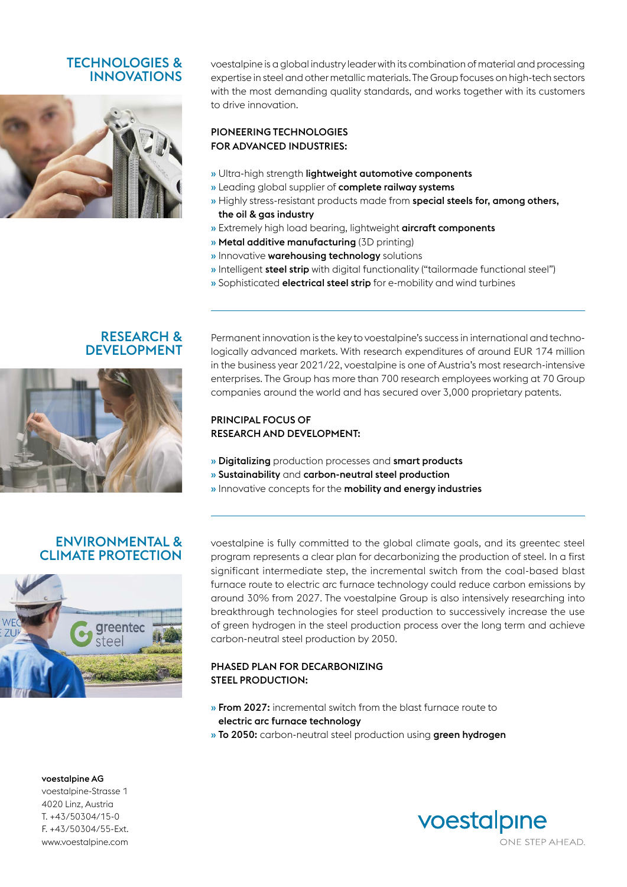## TECHNOLOGIES & INNOVATIONS

voestalpine is a global industry leader with its combination of material and processing expertise in steel and other metallic materials. The Group focuses on high-tech sectors with the most demanding quality standards, and works together with its customers to drive innovation.

### PIONEERING TECHNOLOGIES FOR ADVANCED INDUSTRIES:

» Ultra-high strength **lightweight automotive components**
» Leading global supplier of **complete railway systems**
» Highly stress-resistant products made from **special steels for, among others, the oil & gas industry**
» Extremely high load bearing, lightweight **aircraft components**
» **Metal additive manufacturing** (3D printing)
» Innovative **warehousing technology** solutions
» Intelligent **steel strip** with digital functionality ("tailormade functional steel")
» Sophisticated **electrical steel strip** for e-mobility and wind turbines

## RESEARCH & DEVELOPMENT

Permanent innovation is the key to voestalpine's success in international and technologically advanced markets. With research expenditures of around EUR 174 million in the business year 2021/22, voestalpine is one of Austria's most research-intensive enterprises. The Group has more than 700 research employees working at 70 Group companies around the world and has secured over 3,000 proprietary patents.

### PRINCIPAL FOCUS OF RESEARCH AND DEVELOPMENT:

» **Digitalizing** production processes and **smart products**
» **Sustainability** and **carbon-neutral steel production**
» Innovative concepts for the **mobility and energy industries**

## ENVIRONMENTAL & CLIMATE PROTECTION

voestalpine is fully committed to the global climate goals, and its greentec steel program represents a clear plan for decarbonizing the production of steel. In a first significant intermediate step, the incremental switch from the coal-based blast furnace route to electric arc furnace technology could reduce carbon emissions by around 30% from 2027. The voestalpine Group is also intensively researching into breakthrough technologies for steel production to successively increase the use of green hydrogen in the steel production process over the long term and achieve carbon-neutral steel production by 2050.

### PHASED PLAN FOR DECARBONIZING STEEL PRODUCTION:

» **From 2027:** incremental switch from the blast furnace route to **electric arc furnace technology**
» **To 2050:** carbon-neutral steel production using **green hydrogen**

**voestalpine AG**
voestalpine-Strasse 1
4020 Linz, Austria
T. +43/50304/15-0
F. +43/50304/55-Ext.
www.voestalpine.com

voestalpine
ONE STEP AHEAD.